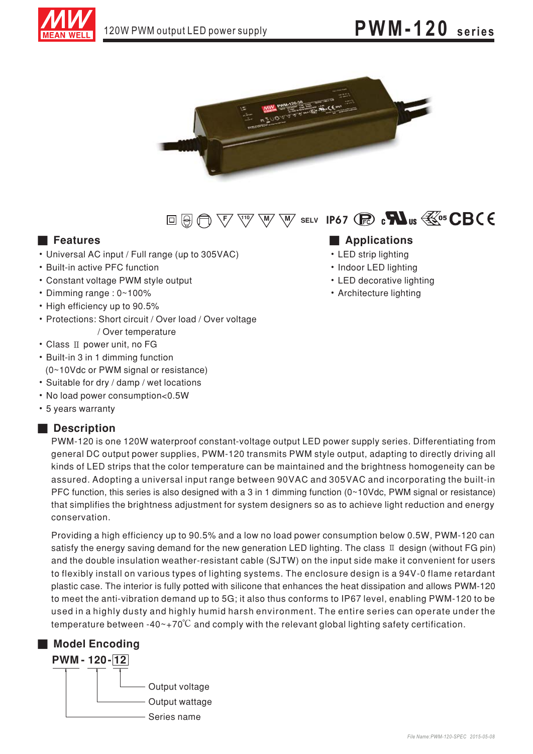120W PWM output LED power supply

# PWM-120 series

SELV IP67

## Features

- Universal AC input / Full range (up to 305VAC)
- Built-in active PFC function
- Constant voltage PWM style output
- Dimming range : 0~100%
- High efficiency up to 90.5%
- Protections: Short circuit / Over load / Over voltage / Over temperature
- Class Ⅱ power unit, no FG
- Built-in 3 in 1 dimming function (0~10Vdc or PWM signal or resistance)
- Suitable for dry / damp / wet locations
- No load power consumption<0.5W
- 5 years warranty

## Applications

- LED strip lighting
- Indoor LED lighting
- LED decorative lighting
- Architecture lighting

## Description

PWM-120 is one 120W waterproof constant-voltage output LED power supply series. Differentiating from general DC output power supplies, PWM-120 transmits PWM style output, adapting to directly driving all kinds of LED strips that the color temperature can be maintained and the brightness homogeneity can be assured. Adopting a universal input range between 90VAC and 305VAC and incorporating the built-in PFC function, this series is also designed with a 3 in 1 dimming function (0~10Vdc, PWM signal or resistance) that simplifies the brightness adjustment for system designers so as to achieve light reduction and energy conservation.

Providing a high efficiency up to 90.5% and a low no load power consumption below 0.5W, PWM-120 can satisfy the energy saving demand for the new generation LED lighting. The class Ⅱ design (without FG pin) and the double insulation weather-resistant cable (SJTW) on the input side make it convenient for users to flexibly install on various types of lighting systems. The enclosure design is a 94V-0 flame retardant plastic case. The interior is fully potted with silicone that enhances the heat dissipation and allows PWM-120 to meet the anti-vibration demand up to 5G; it also thus conforms to IP67 level, enabling PWM-120 to be used in a highly dusty and highly humid harsh environment. The entire series can operate under the temperature between -40~+70℃ and comply with the relevant global lighting safety certification.

## Model Encoding

**PWM - 120 - 12**

- 12: Output voltage
- 120: Output wattage
- PWM: Series name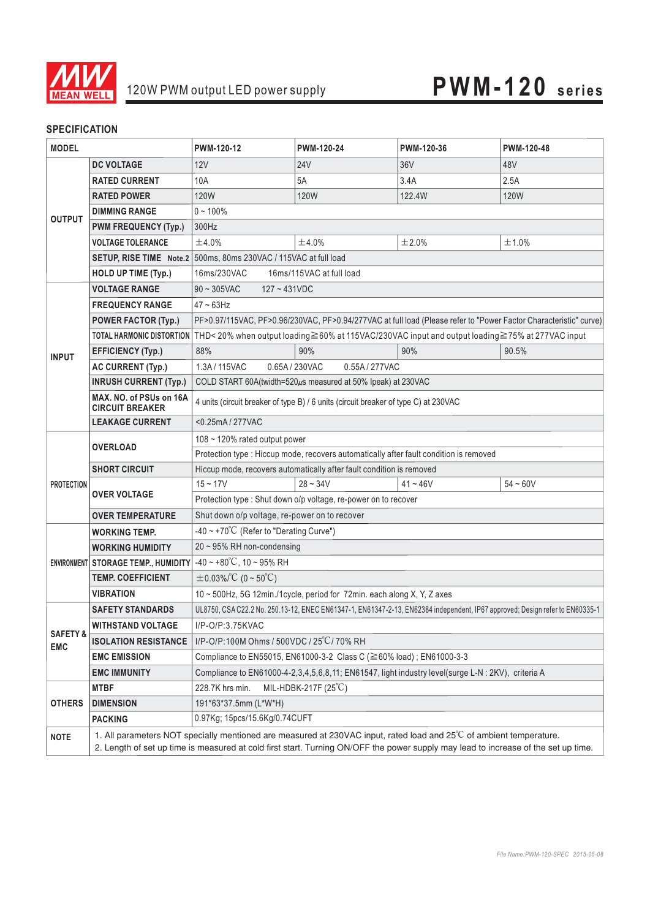# 120W PWM output LED power supply

## PWM-120 series

### SPECIFICATION

| MODEL | | PWM-120-12 | PWM-120-24 | PWM-120-36 | PWM-120-48 |
|---|---|---|---|---|---|
| OUTPUT | DC VOLTAGE | 12V | 24V | 36V | 48V |
| | RATED CURRENT | 10A | 5A | 3.4A | 2.5A |
| | RATED POWER | 120W | 120W | 122.4W | 120W |
| | DIMMING RANGE | 0 ~ 100% | | | |
| | PWM FREQUENCY (Typ.) | 300Hz | | | |
| | VOLTAGE TOLERANCE | ±4.0% | ±4.0% | ±2.0% | ±1.0% |
| | SETUP, RISE TIME Note.2 | 500ms, 80ms 230VAC / 115VAC at full load | | | |
| | HOLD UP TIME (Typ.) | 16ms/230VAC 16ms/115VAC at full load | | | |
| INPUT | VOLTAGE RANGE | 90 ~ 305VAC 127 ~ 431VDC | | | |
| | FREQUENCY RANGE | 47 ~ 63Hz | | | |
| | POWER FACTOR (Typ.) | PF>0.97/115VAC, PF>0.96/230VAC, PF>0.94/277VAC at full load (Please refer to "Power Factor Characteristic" curve) | | | |
| | TOTAL HARMONIC DISTORTION | THD< 20% when output loading≧60% at 115VAC/230VAC input and output loading≧75% at 277VAC input | | | |
| | EFFICIENCY (Typ.) | 88% | 90% | 90% | 90.5% |
| | AC CURRENT (Typ.) | 1.3A / 115VAC 0.65A / 230VAC 0.55A / 277VAC | | | |
| | INRUSH CURRENT (Typ.) | COLD START 60A(twidth=520μs measured at 50% Ipeak) at 230VAC | | | |
| | MAX. NO. of PSUs on 16A CIRCUIT BREAKER | 4 units (circuit breaker of type B) / 6 units (circuit breaker of type C) at 230VAC | | | |
| | LEAKAGE CURRENT | <0.25mA / 277VAC | | | |
| PROTECTION | OVERLOAD | 108 ~ 120% rated output power | | | |
| | | Protection type : Hiccup mode, recovers automatically after fault condition is removed | | | |
| | SHORT CIRCUIT | Hiccup mode, recovers automatically after fault condition is removed | | | |
| | OVER VOLTAGE | 15 ~ 17V | 28 ~ 34V | 41 ~ 46V | 54 ~ 60V |
| | | Protection type : Shut down o/p voltage, re-power on to recover | | | |
| | OVER TEMPERATURE | Shut down o/p voltage, re-power on to recover | | | |
| ENVIRONMENT | WORKING TEMP. | -40 ~ +70℃ (Refer to "Derating Curve") | | | |
| | WORKING HUMIDITY | 20 ~ 95% RH non-condensing | | | |
| | STORAGE TEMP., HUMIDITY | -40 ~ +80℃, 10 ~ 95% RH | | | |
| | TEMP. COEFFICIENT | ±0.03%/℃ (0 ~ 50℃) | | | |
| | VIBRATION | 10 ~ 500Hz, 5G 12min./1cycle, period for 72min. each along X, Y, Z axes | | | |
| SAFETY & EMC | SAFETY STANDARDS | UL8750, CSA C22.2 No. 250.13-12, ENEC EN61347-1, EN61347-2-13, EN62384 independent, IP67 approved; Design refer to EN60335-1 | | | |
| | WITHSTAND VOLTAGE | I/P-O/P:3.75KVAC | | | |
| | ISOLATION RESISTANCE | I/P-O/P:100M Ohms / 500VDC / 25℃/ 70% RH | | | |
| | EMC EMISSION | Compliance to EN55015, EN61000-3-2 Class C (≧60% load) ; EN61000-3-3 | | | |
| | EMC IMMUNITY | Compliance to EN61000-4-2,3,4,5,6,8,11; EN61547, light industry level(surge L-N : 2KV), criteria A | | | |
| OTHERS | MTBF | 228.7K hrs min. MIL-HDBK-217F (25℃) | | | |
| | DIMENSION | 191*63*37.5mm (L*W*H) | | | |
| | PACKING | 0.97Kg; 15pcs/15.6Kg/0.74CUFT | | | |
| NOTE | 1. All parameters NOT specially mentioned are measured at 230VAC input, rated load and 25℃ of ambient temperature.<br>2. Length of set up time is measured at cold first start. Turning ON/OFF the power supply may lead to increase of the set up time. | | | | |

File Name:PWM-120-SPEC 2015-05-08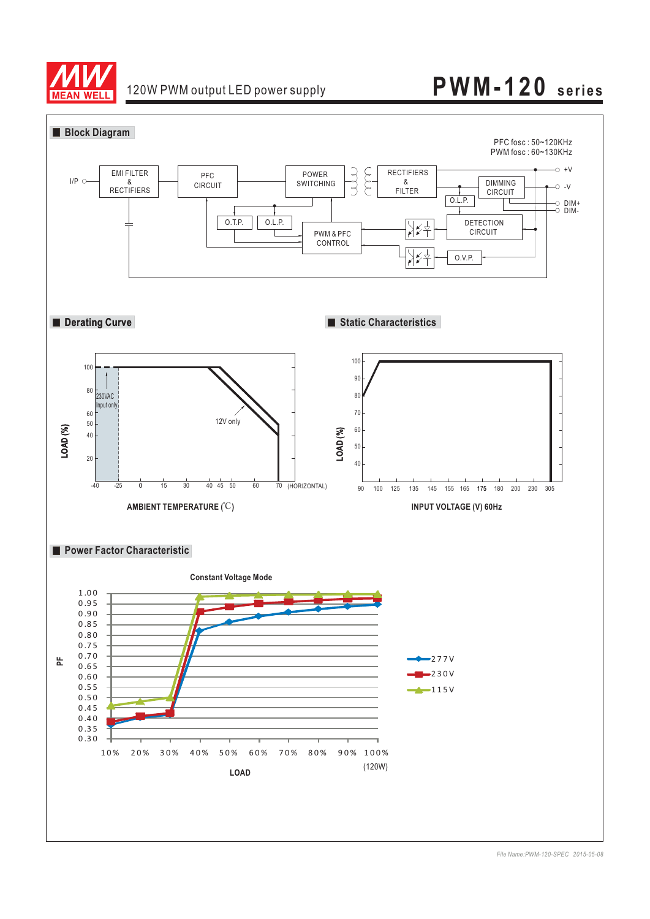120W PWM output LED power supply

# PWM-120 series

## Block Diagram

PFC fosc : 50~120KHz
PWM fosc : 60~130KHz

I/P, EMI FILTER & RECTIFIERS, PFC CIRCUIT, POWER SWITCHING, RECTIFIERS & FILTER, DIMMING CIRCUIT, O.L.P., DETECTION CIRCUIT, O.V.P., PWM & PFC CONTROL, O.T.P., O.L.P., +V, -V, DIM+, DIM-

## Derating Curve

LOAD (%): 100, 80, 60, 50, 40, 20

AMBIENT TEMPERATURE (℃): -40, -25, 0, 15, 30, 40, 45, 50, 60, 70 (HORIZONTAL)

230VAC Input only

12V only

## Static Characteristics

LOAD (%): 100, 90, 80, 70, 60, 50, 40

INPUT VOLTAGE (V) 60Hz: 90, 100, 125, 135, 145, 155, 165, 175, 180, 200, 230, 305

## Power Factor Characteristic

Constant Voltage Mode

PF: 1.00, 0.95, 0.90, 0.85, 0.80, 0.75, 0.70, 0.65, 0.60, 0.55, 0.50, 0.45, 0.40, 0.35, 0.30

LOAD: 10%, 20%, 30%, 40%, 50%, 60%, 70%, 80%, 90%, 100% (120W)

277V
230V
115V

File Name:PWM-120-SPEC 2015-05-08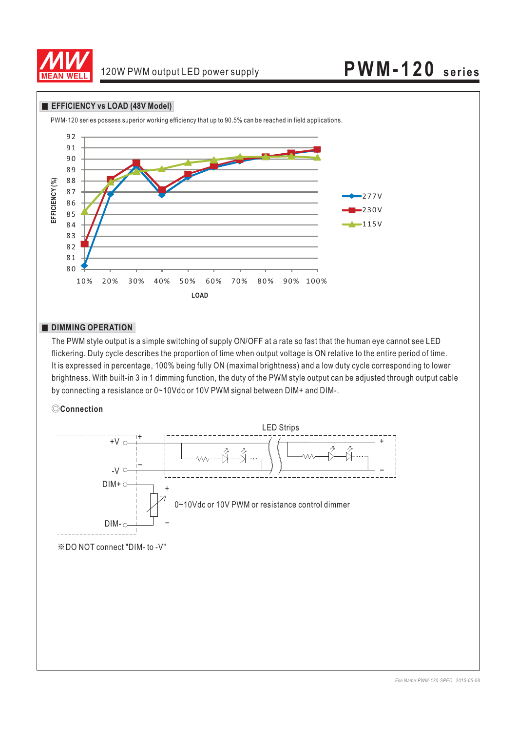## EFFICIENCY vs LOAD (48V Model)

PWM-120 series possess superior working efficiency that up to 90.5% can be reached in field applications.

## DIMMING OPERATION

The PWM style output is a simple switching of supply ON/OFF at a rate so fast that the human eye cannot see LED flickering. Duty cycle describes the proportion of time when output voltage is ON relative to the entire period of time. It is expressed in percentage, 100% being fully ON (maximal brightness) and a low duty cycle corresponding to lower brightness. With built-in 3 in 1 dimming function, the duty of the PWM style output can be adjusted through output cable by connecting a resistance or 0~10Vdc or 10V PWM signal between DIM+ and DIM-.

◎**Connection**

※DO NOT connect "DIM- to -V"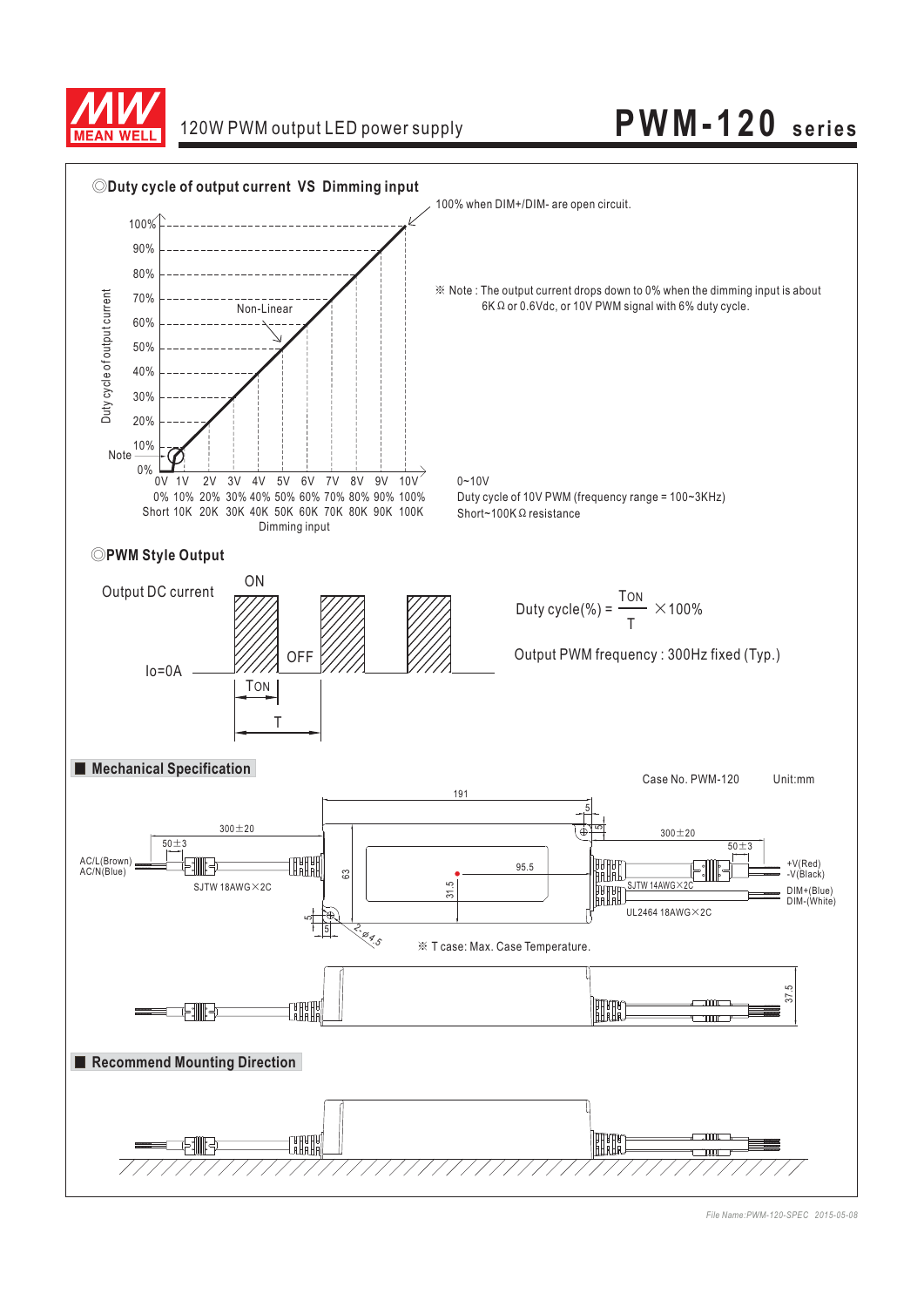## ◎Duty cycle of output current VS Dimming input

100% when DIM+/DIM- are open circuit.

※ Note : The output current drops down to 0% when the dimming input is about 6K Ω or 0.6Vdc, or 10V PWM signal with 6% duty cycle.

| Dimming input | | | | | | | | | | | |
|---|---|---|---|---|---|---|---|---|---|---|---|
| 0~10V | 0V | 1V | 2V | 3V | 4V | 5V | 6V | 7V | 8V | 9V | 10V |
| Duty cycle of 10V PWM (frequency range = 100~3KHz) | 0% | 10% | 20% | 30% | 40% | 50% | 60% | 70% | 80% | 90% | 100% |
| Short~100K Ω resistance | Short | 10K | 20K | 30K | 40K | 50K | 60K | 70K | 80K | 90K | 100K |

Duty cycle of output current: 0% ~ 100% (Non-Linear near Note point)

## ◎PWM Style Output

Output DC current: ON / OFF, Io=0A

$$\text{Duty cycle(\%)} = \frac{T_{ON}}{T} \times 100\%$$

Output PWM frequency : 300Hz fixed (Typ.)

## ■ Mechanical Specification

Case No. PWM-120 Unit:mm

- AC/L(Brown), AC/N(Blue) — SJTW 18AWG×2C, 300±20, 50±3
- +V(Red), -V(Black) — SJTW 14AWG×2C, 300±20, 50±3
- DIM+(Blue), DIM-(White) — UL2464 18AWG×2C
- Dimensions: 191, 95.5, 63, 31.5, 5, 37.5, 2-ø4.5

※ T case: Max. Case Temperature.

## ■ Recommend Mounting Direction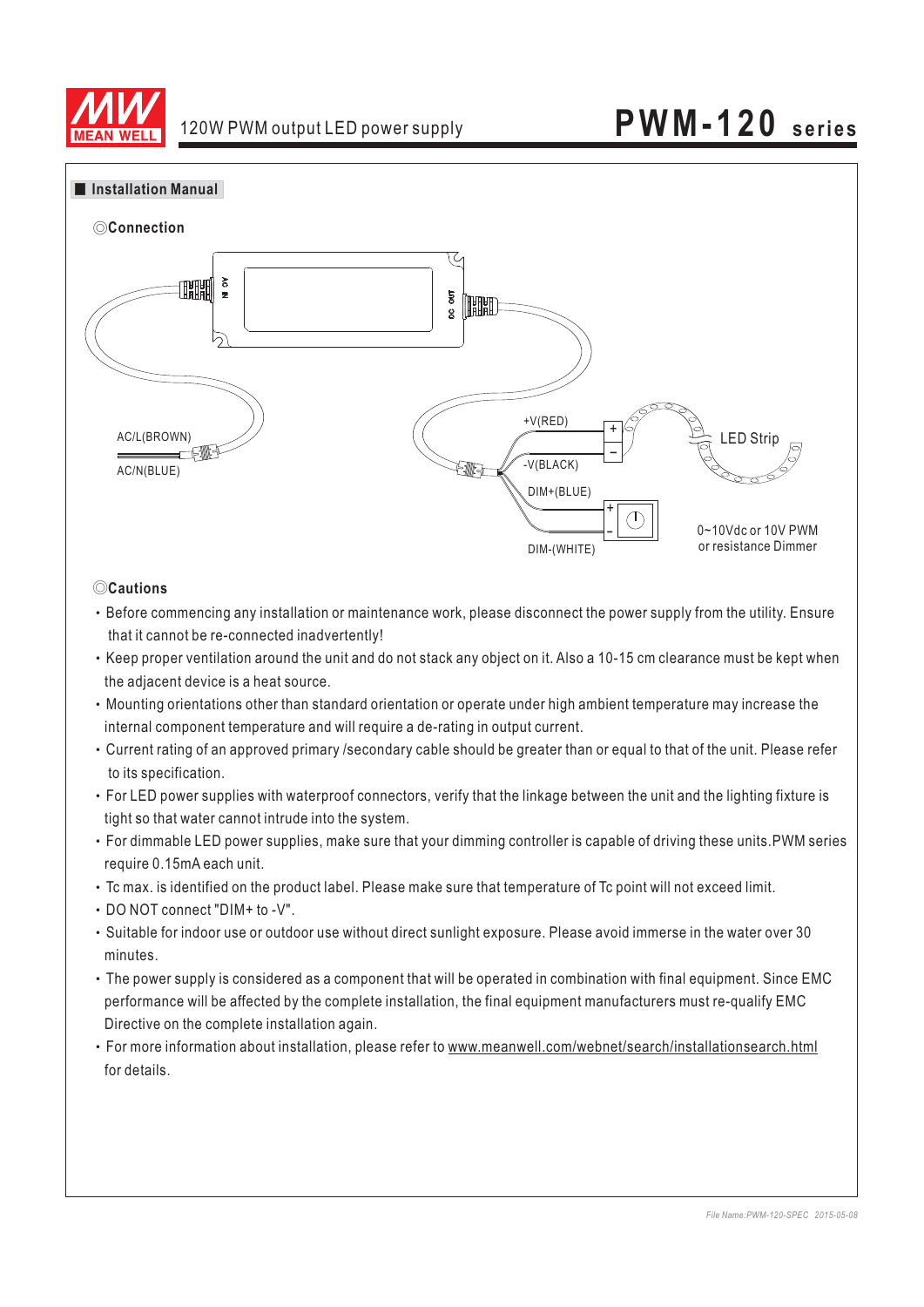120W PWM output LED power supply

# PWM-120 series

## Installation Manual

### ◎Connection

AC IN

DC OUT

AC/L(BROWN)

AC/N(BLUE)

+V(RED)

-V(BLACK)

DIM+(BLUE)

DIM-(WHITE)

LED Strip

0~10Vdc or 10V PWM
or resistance Dimmer

### ◎Cautions

- Before commencing any installation or maintenance work, please disconnect the power supply from the utility. Ensure that it cannot be re-connected inadvertently!
- Keep proper ventilation around the unit and do not stack any object on it. Also a 10-15 cm clearance must be kept when the adjacent device is a heat source.
- Mounting orientations other than standard orientation or operate under high ambient temperature may increase the internal component temperature and will require a de-rating in output current.
- Current rating of an approved primary /secondary cable should be greater than or equal to that of the unit. Please refer to its specification.
- For LED power supplies with waterproof connectors, verify that the linkage between the unit and the lighting fixture is tight so that water cannot intrude into the system.
- For dimmable LED power supplies, make sure that your dimming controller is capable of driving these units.PWM series require 0.15mA each unit.
- Tc max. is identified on the product label. Please make sure that temperature of Tc point will not exceed limit.
- DO NOT connect "DIM+ to -V".
- Suitable for indoor use or outdoor use without direct sunlight exposure. Please avoid immerse in the water over 30 minutes.
- The power supply is considered as a component that will be operated in combination with final equipment. Since EMC performance will be affected by the complete installation, the final equipment manufacturers must re-qualify EMC Directive on the complete installation again.
- For more information about installation, please refer to www.meanwell.com/webnet/search/installationsearch.html for details.